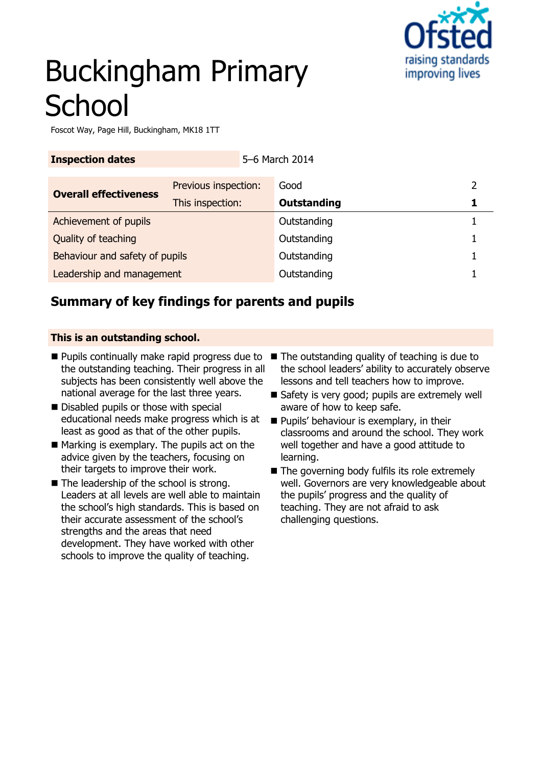# Buckingham Primary School

Foscot Way, Page Hill, Buckingham, MK18 1TT

| **Inspection dates** | 5–6 March 2014 | | |
|---|---|---|---|

| **Overall effectiveness** | Previous inspection: | Good | 2 |
|---|---|---|---|
| | This inspection: | **Outstanding** | **1** |
| Achievement of pupils | | Outstanding | 1 |
| Quality of teaching | | Outstanding | 1 |
| Behaviour and safety of pupils | | Outstanding | 1 |
| Leadership and management | | Outstanding | 1 |

## Summary of key findings for parents and pupils

**This is an outstanding school.**

- Pupils continually make rapid progress due to the outstanding teaching. Their progress in all subjects has been consistently well above the national average for the last three years.
- Disabled pupils or those with special educational needs make progress which is at least as good as that of the other pupils.
- Marking is exemplary. The pupils act on the advice given by the teachers, focusing on their targets to improve their work.
- The leadership of the school is strong. Leaders at all levels are well able to maintain the school's high standards. This is based on their accurate assessment of the school's strengths and the areas that need development. They have worked with other schools to improve the quality of teaching.
- The outstanding quality of teaching is due to the school leaders' ability to accurately observe lessons and tell teachers how to improve.
- Safety is very good; pupils are extremely well aware of how to keep safe.
- Pupils' behaviour is exemplary, in their classrooms and around the school. They work well together and have a good attitude to learning.
- The governing body fulfils its role extremely well. Governors are very knowledgeable about the pupils' progress and the quality of teaching. They are not afraid to ask challenging questions.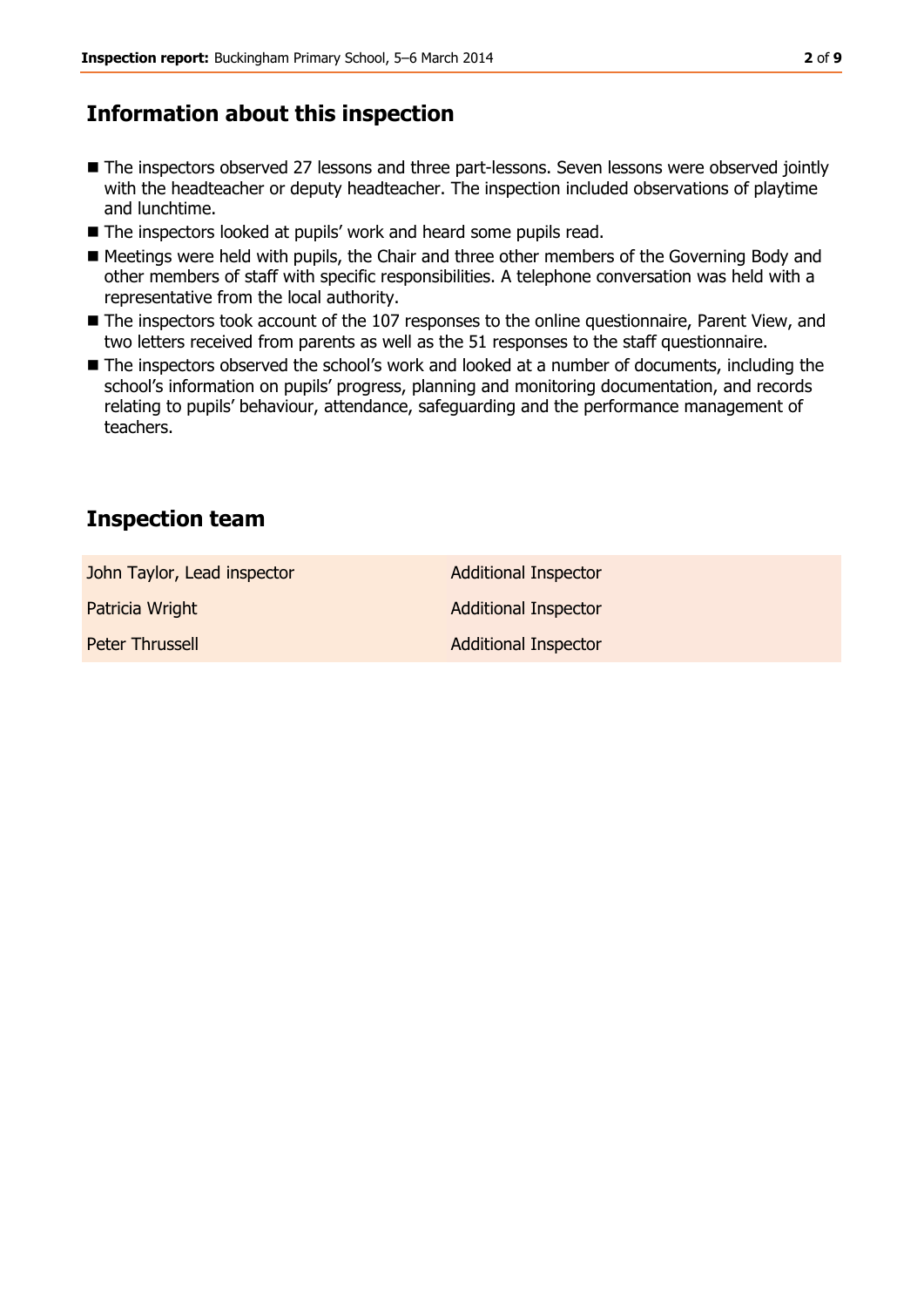## Information about this inspection

- The inspectors observed 27 lessons and three part-lessons. Seven lessons were observed jointly with the headteacher or deputy headteacher. The inspection included observations of playtime and lunchtime.
- The inspectors looked at pupils' work and heard some pupils read.
- Meetings were held with pupils, the Chair and three other members of the Governing Body and other members of staff with specific responsibilities. A telephone conversation was held with a representative from the local authority.
- The inspectors took account of the 107 responses to the online questionnaire, Parent View, and two letters received from parents as well as the 51 responses to the staff questionnaire.
- The inspectors observed the school's work and looked at a number of documents, including the school's information on pupils' progress, planning and monitoring documentation, and records relating to pupils' behaviour, attendance, safeguarding and the performance management of teachers.

## Inspection team

| | |
|---|---|
| John Taylor, Lead inspector | Additional Inspector |
| Patricia Wright | Additional Inspector |
| Peter Thrussell | Additional Inspector |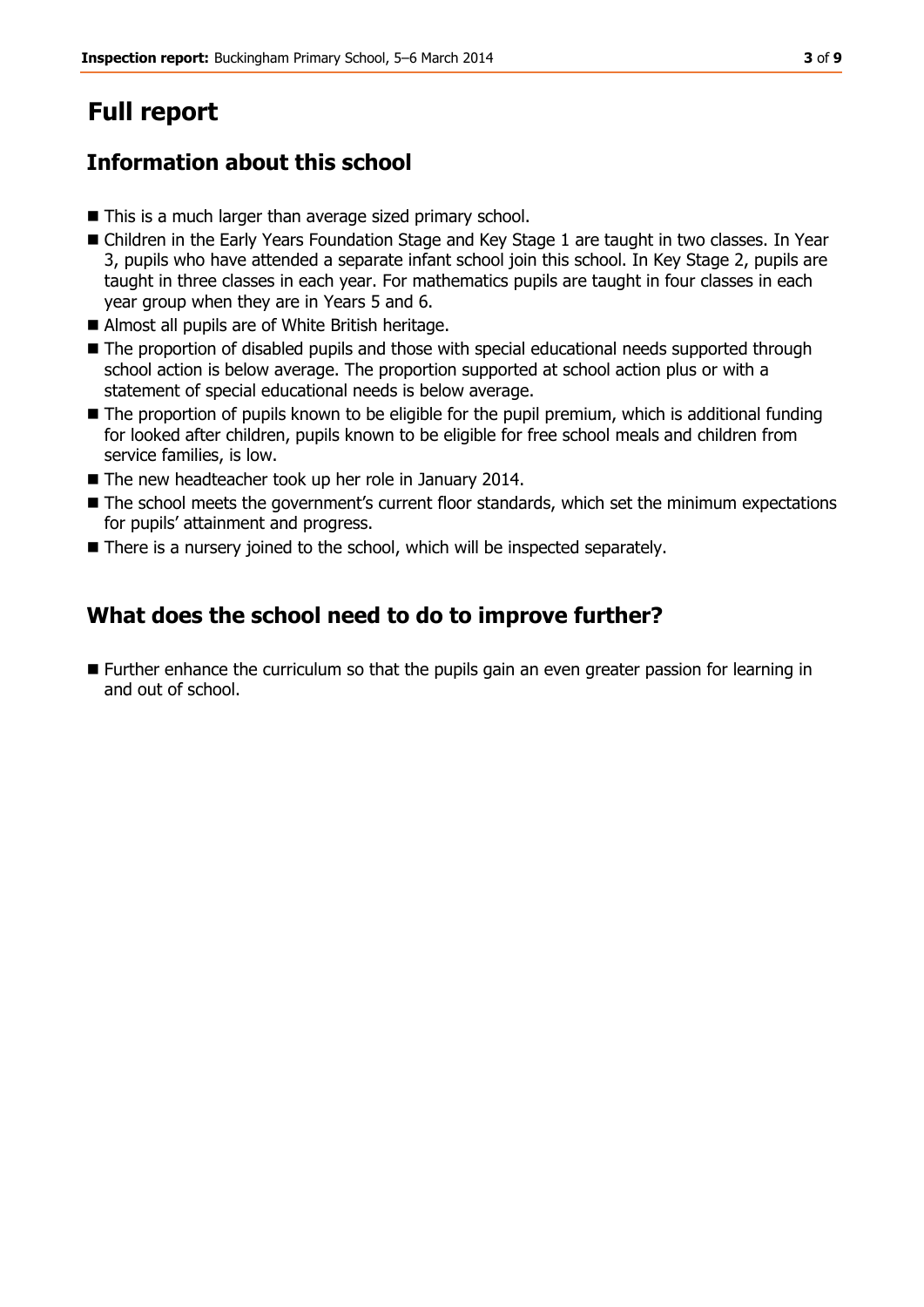# Full report

## Information about this school

- This is a much larger than average sized primary school.
- Children in the Early Years Foundation Stage and Key Stage 1 are taught in two classes. In Year 3, pupils who have attended a separate infant school join this school. In Key Stage 2, pupils are taught in three classes in each year. For mathematics pupils are taught in four classes in each year group when they are in Years 5 and 6.
- Almost all pupils are of White British heritage.
- The proportion of disabled pupils and those with special educational needs supported through school action is below average. The proportion supported at school action plus or with a statement of special educational needs is below average.
- The proportion of pupils known to be eligible for the pupil premium, which is additional funding for looked after children, pupils known to be eligible for free school meals and children from service families, is low.
- The new headteacher took up her role in January 2014.
- The school meets the government's current floor standards, which set the minimum expectations for pupils' attainment and progress.
- There is a nursery joined to the school, which will be inspected separately.

## What does the school need to do to improve further?

- Further enhance the curriculum so that the pupils gain an even greater passion for learning in and out of school.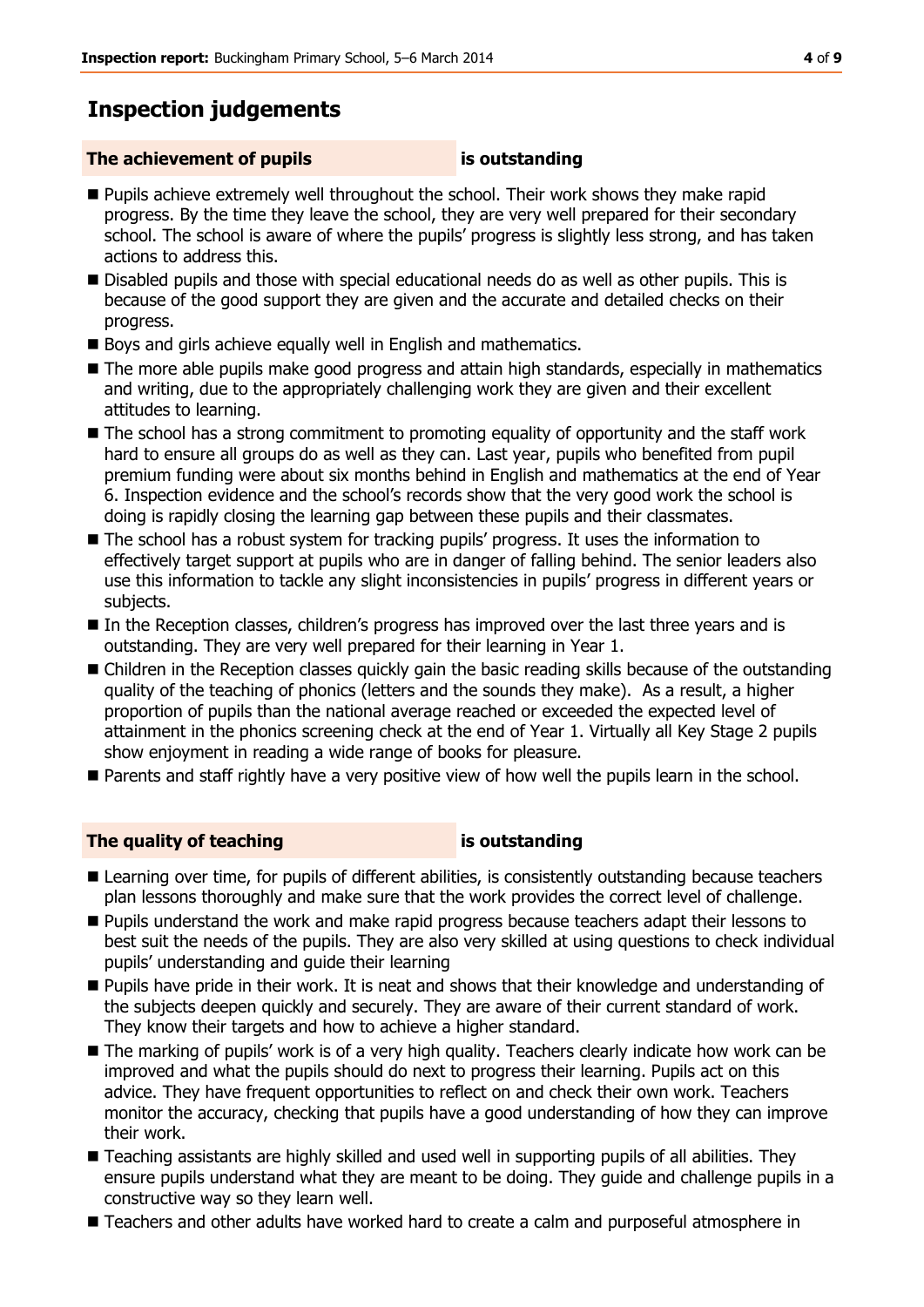## Inspection judgements

**The achievement of pupils** **is outstanding**

- Pupils achieve extremely well throughout the school. Their work shows they make rapid progress. By the time they leave the school, they are very well prepared for their secondary school. The school is aware of where the pupils' progress is slightly less strong, and has taken actions to address this.
- Disabled pupils and those with special educational needs do as well as other pupils. This is because of the good support they are given and the accurate and detailed checks on their progress.
- Boys and girls achieve equally well in English and mathematics.
- The more able pupils make good progress and attain high standards, especially in mathematics and writing, due to the appropriately challenging work they are given and their excellent attitudes to learning.
- The school has a strong commitment to promoting equality of opportunity and the staff work hard to ensure all groups do as well as they can. Last year, pupils who benefited from pupil premium funding were about six months behind in English and mathematics at the end of Year 6. Inspection evidence and the school's records show that the very good work the school is doing is rapidly closing the learning gap between these pupils and their classmates.
- The school has a robust system for tracking pupils' progress. It uses the information to effectively target support at pupils who are in danger of falling behind. The senior leaders also use this information to tackle any slight inconsistencies in pupils' progress in different years or subjects.
- In the Reception classes, children's progress has improved over the last three years and is outstanding. They are very well prepared for their learning in Year 1.
- Children in the Reception classes quickly gain the basic reading skills because of the outstanding quality of the teaching of phonics (letters and the sounds they make). As a result, a higher proportion of pupils than the national average reached or exceeded the expected level of attainment in the phonics screening check at the end of Year 1. Virtually all Key Stage 2 pupils show enjoyment in reading a wide range of books for pleasure.
- Parents and staff rightly have a very positive view of how well the pupils learn in the school.

**The quality of teaching** **is outstanding**

- Learning over time, for pupils of different abilities, is consistently outstanding because teachers plan lessons thoroughly and make sure that the work provides the correct level of challenge.
- Pupils understand the work and make rapid progress because teachers adapt their lessons to best suit the needs of the pupils. They are also very skilled at using questions to check individual pupils' understanding and guide their learning
- Pupils have pride in their work. It is neat and shows that their knowledge and understanding of the subjects deepen quickly and securely. They are aware of their current standard of work. They know their targets and how to achieve a higher standard.
- The marking of pupils' work is of a very high quality. Teachers clearly indicate how work can be improved and what the pupils should do next to progress their learning. Pupils act on this advice. They have frequent opportunities to reflect on and check their own work. Teachers monitor the accuracy, checking that pupils have a good understanding of how they can improve their work.
- Teaching assistants are highly skilled and used well in supporting pupils of all abilities. They ensure pupils understand what they are meant to be doing. They guide and challenge pupils in a constructive way so they learn well.
- Teachers and other adults have worked hard to create a calm and purposeful atmosphere in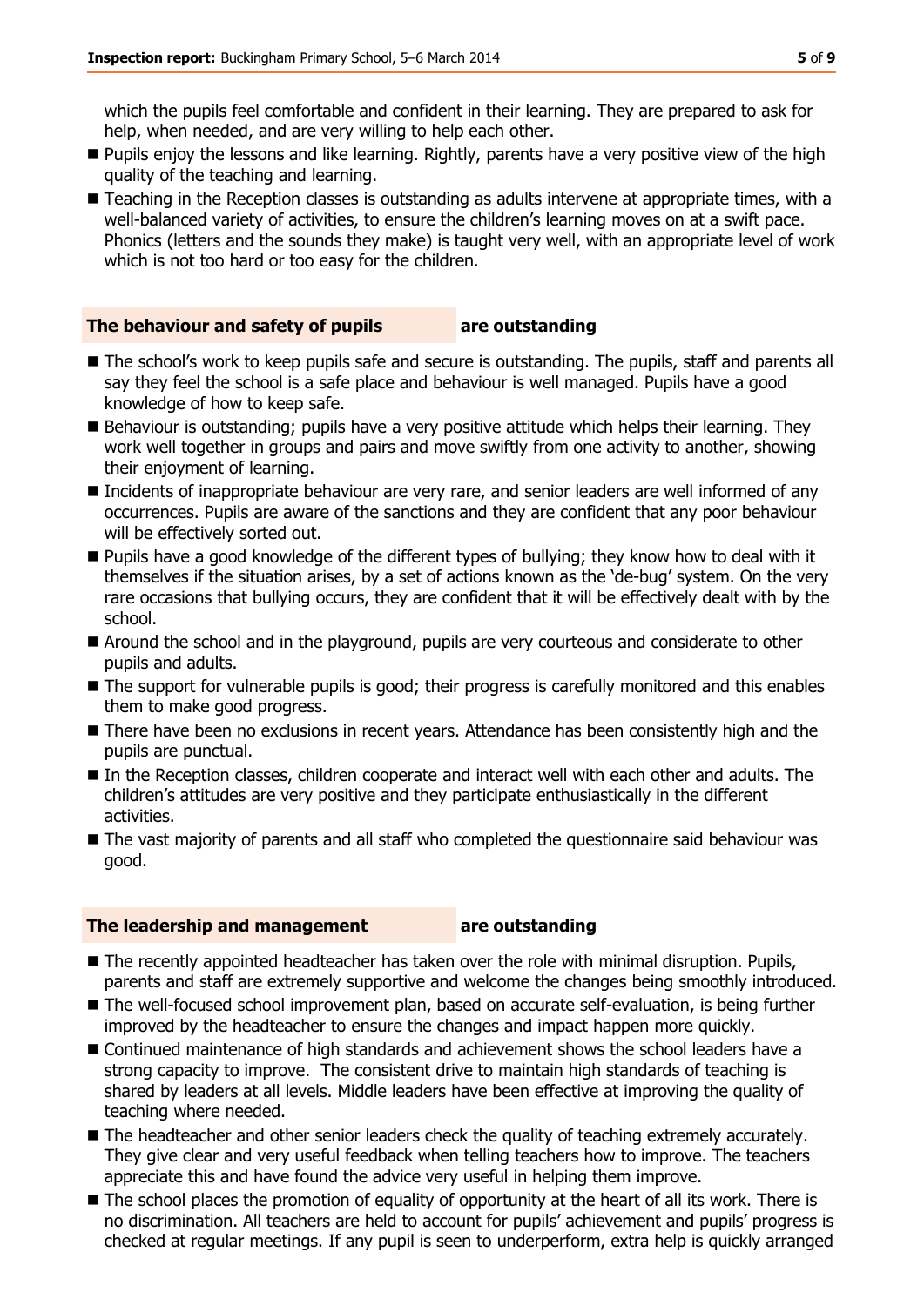which the pupils feel comfortable and confident in their learning. They are prepared to ask for help, when needed, and are very willing to help each other.

- Pupils enjoy the lessons and like learning. Rightly, parents have a very positive view of the high quality of the teaching and learning.
- Teaching in the Reception classes is outstanding as adults intervene at appropriate times, with a well-balanced variety of activities, to ensure the children's learning moves on at a swift pace. Phonics (letters and the sounds they make) is taught very well, with an appropriate level of work which is not too hard or too easy for the children.

## The behaviour and safety of pupils are outstanding

- The school's work to keep pupils safe and secure is outstanding. The pupils, staff and parents all say they feel the school is a safe place and behaviour is well managed. Pupils have a good knowledge of how to keep safe.
- Behaviour is outstanding; pupils have a very positive attitude which helps their learning. They work well together in groups and pairs and move swiftly from one activity to another, showing their enjoyment of learning.
- Incidents of inappropriate behaviour are very rare, and senior leaders are well informed of any occurrences. Pupils are aware of the sanctions and they are confident that any poor behaviour will be effectively sorted out.
- Pupils have a good knowledge of the different types of bullying; they know how to deal with it themselves if the situation arises, by a set of actions known as the 'de-bug' system. On the very rare occasions that bullying occurs, they are confident that it will be effectively dealt with by the school.
- Around the school and in the playground, pupils are very courteous and considerate to other pupils and adults.
- The support for vulnerable pupils is good; their progress is carefully monitored and this enables them to make good progress.
- There have been no exclusions in recent years. Attendance has been consistently high and the pupils are punctual.
- In the Reception classes, children cooperate and interact well with each other and adults. The children's attitudes are very positive and they participate enthusiastically in the different activities.
- The vast majority of parents and all staff who completed the questionnaire said behaviour was good.

## The leadership and management are outstanding

- The recently appointed headteacher has taken over the role with minimal disruption. Pupils, parents and staff are extremely supportive and welcome the changes being smoothly introduced.
- The well-focused school improvement plan, based on accurate self-evaluation, is being further improved by the headteacher to ensure the changes and impact happen more quickly.
- Continued maintenance of high standards and achievement shows the school leaders have a strong capacity to improve. The consistent drive to maintain high standards of teaching is shared by leaders at all levels. Middle leaders have been effective at improving the quality of teaching where needed.
- The headteacher and other senior leaders check the quality of teaching extremely accurately. They give clear and very useful feedback when telling teachers how to improve. The teachers appreciate this and have found the advice very useful in helping them improve.
- The school places the promotion of equality of opportunity at the heart of all its work. There is no discrimination. All teachers are held to account for pupils' achievement and pupils' progress is checked at regular meetings. If any pupil is seen to underperform, extra help is quickly arranged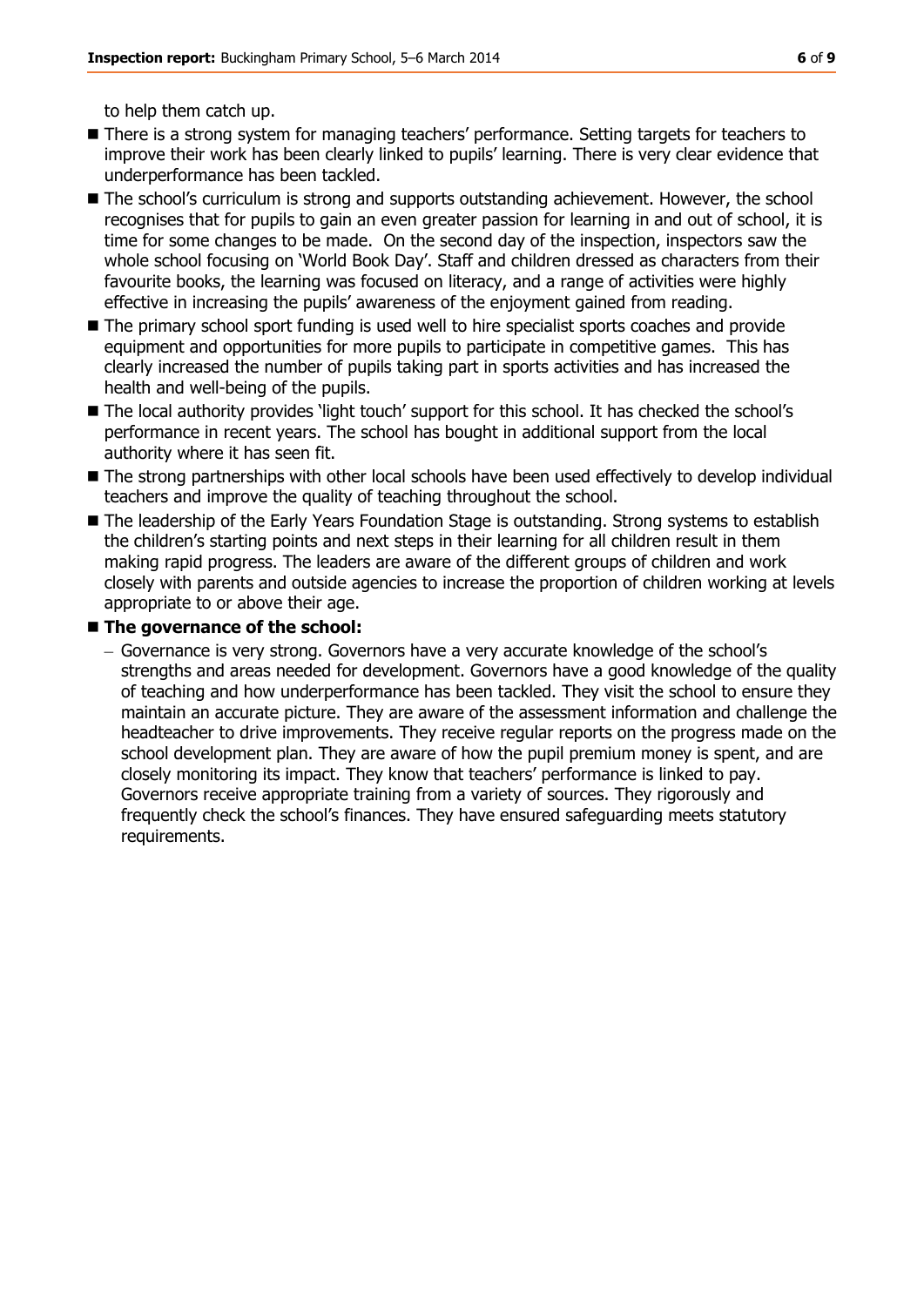to help them catch up.

- There is a strong system for managing teachers' performance. Setting targets for teachers to improve their work has been clearly linked to pupils' learning. There is very clear evidence that underperformance has been tackled.
- The school's curriculum is strong and supports outstanding achievement. However, the school recognises that for pupils to gain an even greater passion for learning in and out of school, it is time for some changes to be made. On the second day of the inspection, inspectors saw the whole school focusing on 'World Book Day'. Staff and children dressed as characters from their favourite books, the learning was focused on literacy, and a range of activities were highly effective in increasing the pupils' awareness of the enjoyment gained from reading.
- The primary school sport funding is used well to hire specialist sports coaches and provide equipment and opportunities for more pupils to participate in competitive games. This has clearly increased the number of pupils taking part in sports activities and has increased the health and well-being of the pupils.
- The local authority provides 'light touch' support for this school. It has checked the school's performance in recent years. The school has bought in additional support from the local authority where it has seen fit.
- The strong partnerships with other local schools have been used effectively to develop individual teachers and improve the quality of teaching throughout the school.
- The leadership of the Early Years Foundation Stage is outstanding. Strong systems to establish the children's starting points and next steps in their learning for all children result in them making rapid progress. The leaders are aware of the different groups of children and work closely with parents and outside agencies to increase the proportion of children working at levels appropriate to or above their age.
- **The governance of the school:**
  - Governance is very strong. Governors have a very accurate knowledge of the school's strengths and areas needed for development. Governors have a good knowledge of the quality of teaching and how underperformance has been tackled. They visit the school to ensure they maintain an accurate picture. They are aware of the assessment information and challenge the headteacher to drive improvements. They receive regular reports on the progress made on the school development plan. They are aware of how the pupil premium money is spent, and are closely monitoring its impact. They know that teachers' performance is linked to pay. Governors receive appropriate training from a variety of sources. They rigorously and frequently check the school's finances. They have ensured safeguarding meets statutory requirements.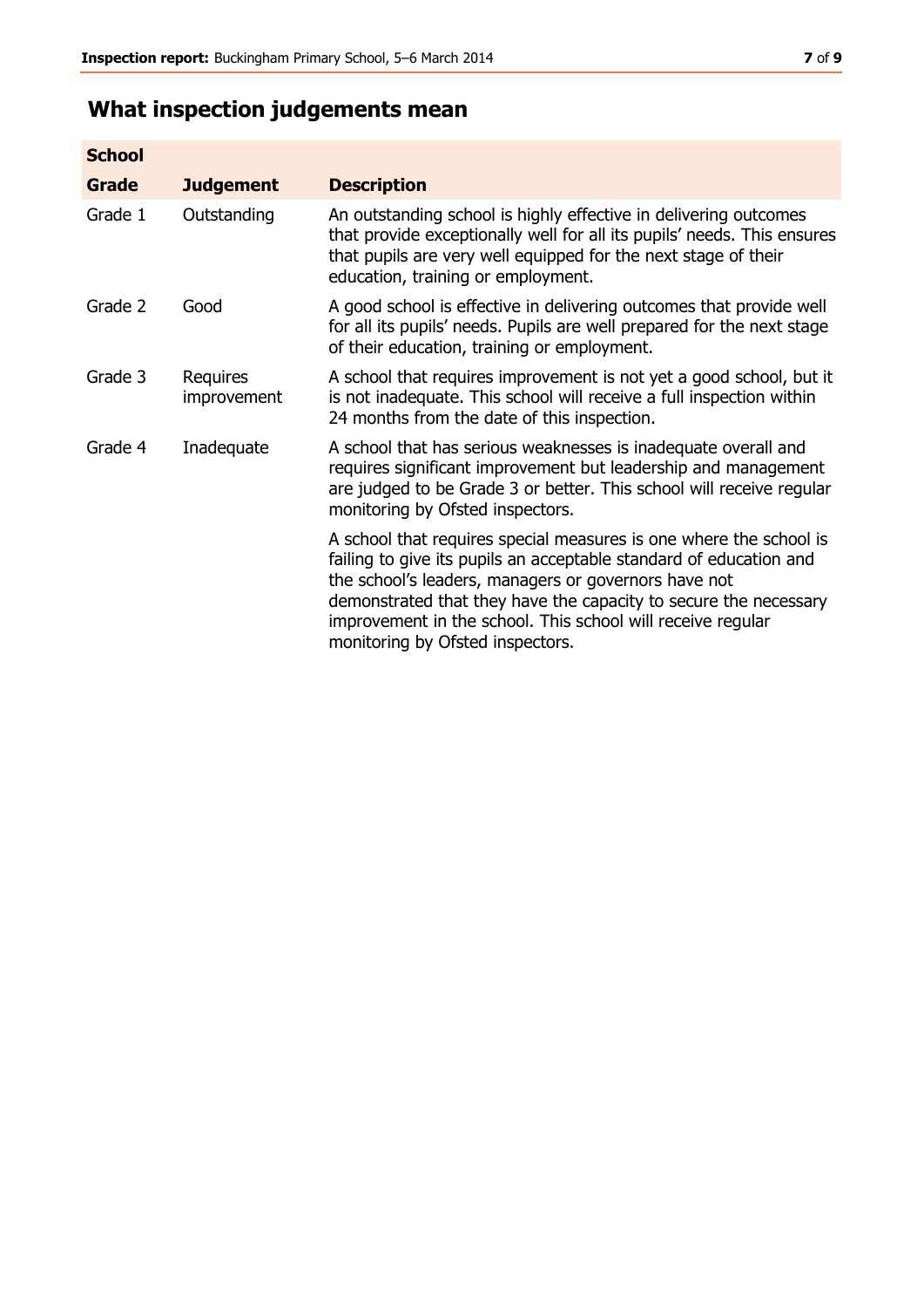## What inspection judgements mean

| School Grade | Judgement | Description |
|---|---|---|
| Grade 1 | Outstanding | An outstanding school is highly effective in delivering outcomes that provide exceptionally well for all its pupils' needs. This ensures that pupils are very well equipped for the next stage of their education, training or employment. |
| Grade 2 | Good | A good school is effective in delivering outcomes that provide well for all its pupils' needs. Pupils are well prepared for the next stage of their education, training or employment. |
| Grade 3 | Requires improvement | A school that requires improvement is not yet a good school, but it is not inadequate. This school will receive a full inspection within 24 months from the date of this inspection. |
| Grade 4 | Inadequate | A school that has serious weaknesses is inadequate overall and requires significant improvement but leadership and management are judged to be Grade 3 or better. This school will receive regular monitoring by Ofsted inspectors. |
| | | A school that requires special measures is one where the school is failing to give its pupils an acceptable standard of education and the school's leaders, managers or governors have not demonstrated that they have the capacity to secure the necessary improvement in the school. This school will receive regular monitoring by Ofsted inspectors. |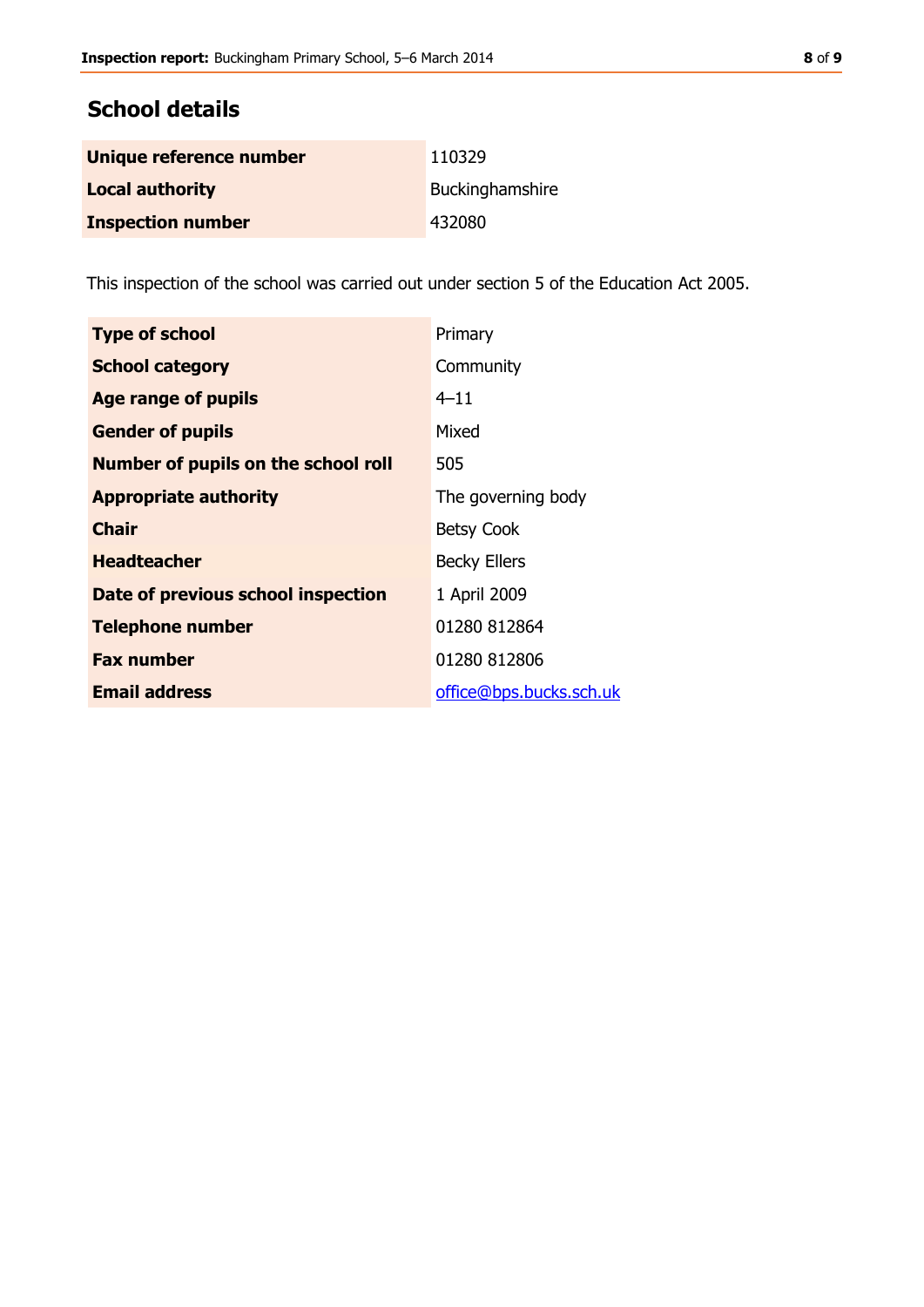## School details

| | |
|---|---|
| **Unique reference number** | 110329 |
| **Local authority** | Buckinghamshire |
| **Inspection number** | 432080 |

This inspection of the school was carried out under section 5 of the Education Act 2005.

| | |
|---|---|
| **Type of school** | Primary |
| **School category** | Community |
| **Age range of pupils** | 4–11 |
| **Gender of pupils** | Mixed |
| **Number of pupils on the school roll** | 505 |
| **Appropriate authority** | The governing body |
| **Chair** | Betsy Cook |
| **Headteacher** | Becky Ellers |
| **Date of previous school inspection** | 1 April 2009 |
| **Telephone number** | 01280 812864 |
| **Fax number** | 01280 812806 |
| **Email address** | office@bps.bucks.sch.uk |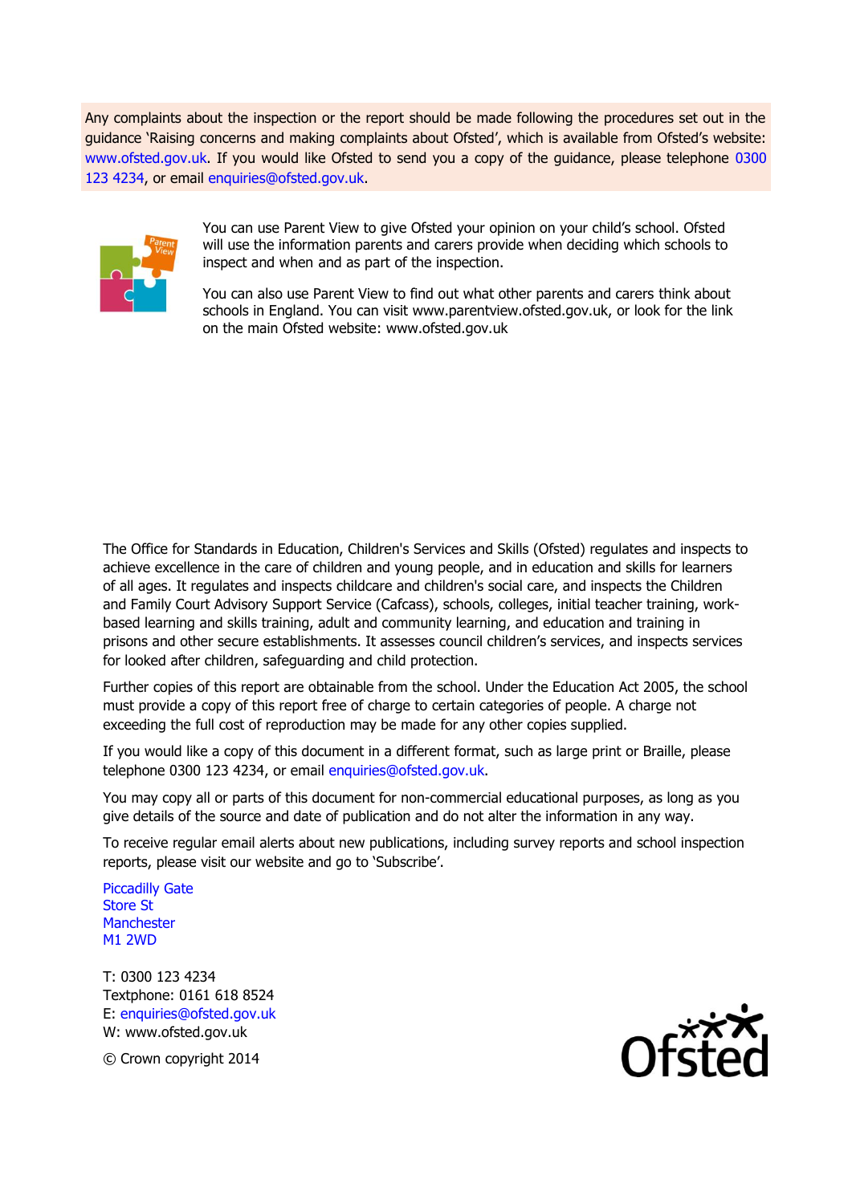Any complaints about the inspection or the report should be made following the procedures set out in the guidance 'Raising concerns and making complaints about Ofsted', which is available from Ofsted's website: www.ofsted.gov.uk. If you would like Ofsted to send you a copy of the guidance, please telephone 0300 123 4234, or email enquiries@ofsted.gov.uk.

You can use Parent View to give Ofsted your opinion on your child's school. Ofsted will use the information parents and carers provide when deciding which schools to inspect and when and as part of the inspection.

You can also use Parent View to find out what other parents and carers think about schools in England. You can visit www.parentview.ofsted.gov.uk, or look for the link on the main Ofsted website: www.ofsted.gov.uk

The Office for Standards in Education, Children's Services and Skills (Ofsted) regulates and inspects to achieve excellence in the care of children and young people, and in education and skills for learners of all ages. It regulates and inspects childcare and children's social care, and inspects the Children and Family Court Advisory Support Service (Cafcass), schools, colleges, initial teacher training, work-based learning and skills training, adult and community learning, and education and training in prisons and other secure establishments. It assesses council children's services, and inspects services for looked after children, safeguarding and child protection.

Further copies of this report are obtainable from the school. Under the Education Act 2005, the school must provide a copy of this report free of charge to certain categories of people. A charge not exceeding the full cost of reproduction may be made for any other copies supplied.

If you would like a copy of this document in a different format, such as large print or Braille, please telephone 0300 123 4234, or email enquiries@ofsted.gov.uk.

You may copy all or parts of this document for non-commercial educational purposes, as long as you give details of the source and date of publication and do not alter the information in any way.

To receive regular email alerts about new publications, including survey reports and school inspection reports, please visit our website and go to 'Subscribe'.

Piccadilly Gate
Store St
Manchester
M1 2WD

T: 0300 123 4234
Textphone: 0161 618 8524
E: enquiries@ofsted.gov.uk
W: www.ofsted.gov.uk

© Crown copyright 2014